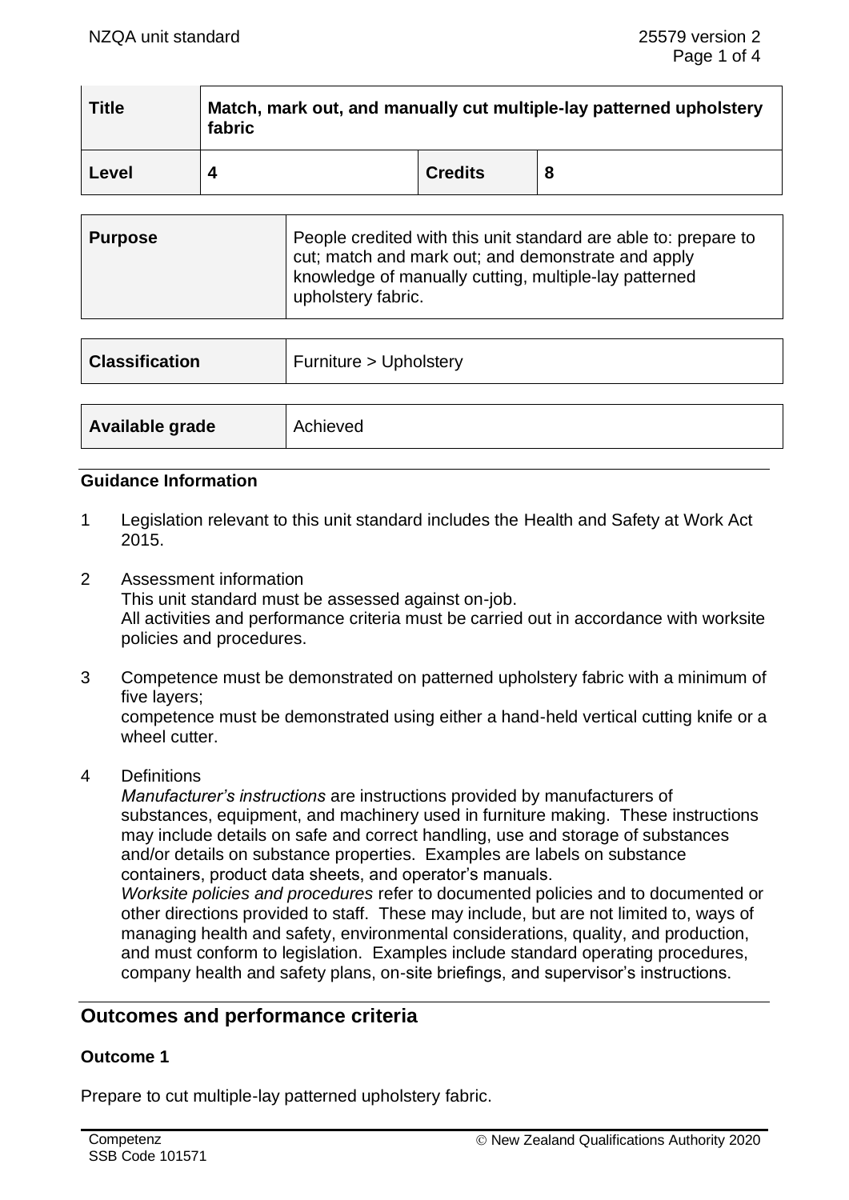| Title | Match, mark out, and manually cut multiple-lay patterned upholstery fabric | | |
|---|---|---|---|
| Level | 4 | Credits | 8 |

| Purpose | People credited with this unit standard are able to: prepare to cut; match and mark out; and demonstrate and apply knowledge of manually cutting, multiple-lay patterned upholstery fabric. |
|---|---|

| Classification | Furniture > Upholstery |
|---|---|

| Available grade | Achieved |
|---|---|

### Guidance Information

1. Legislation relevant to this unit standard includes the Health and Safety at Work Act 2015.

2. Assessment information
   This unit standard must be assessed against on-job.
   All activities and performance criteria must be carried out in accordance with worksite policies and procedures.

3. Competence must be demonstrated on patterned upholstery fabric with a minimum of five layers;
   competence must be demonstrated using either a hand-held vertical cutting knife or a wheel cutter.

4. Definitions
   *Manufacturer's instructions* are instructions provided by manufacturers of substances, equipment, and machinery used in furniture making. These instructions may include details on safe and correct handling, use and storage of substances and/or details on substance properties. Examples are labels on substance containers, product data sheets, and operator's manuals.
   *Worksite policies and procedures* refer to documented policies and to documented or other directions provided to staff. These may include, but are not limited to, ways of managing health and safety, environmental considerations, quality, and production, and must conform to legislation. Examples include standard operating procedures, company health and safety plans, on-site briefings, and supervisor's instructions.

## Outcomes and performance criteria

### Outcome 1

Prepare to cut multiple-lay patterned upholstery fabric.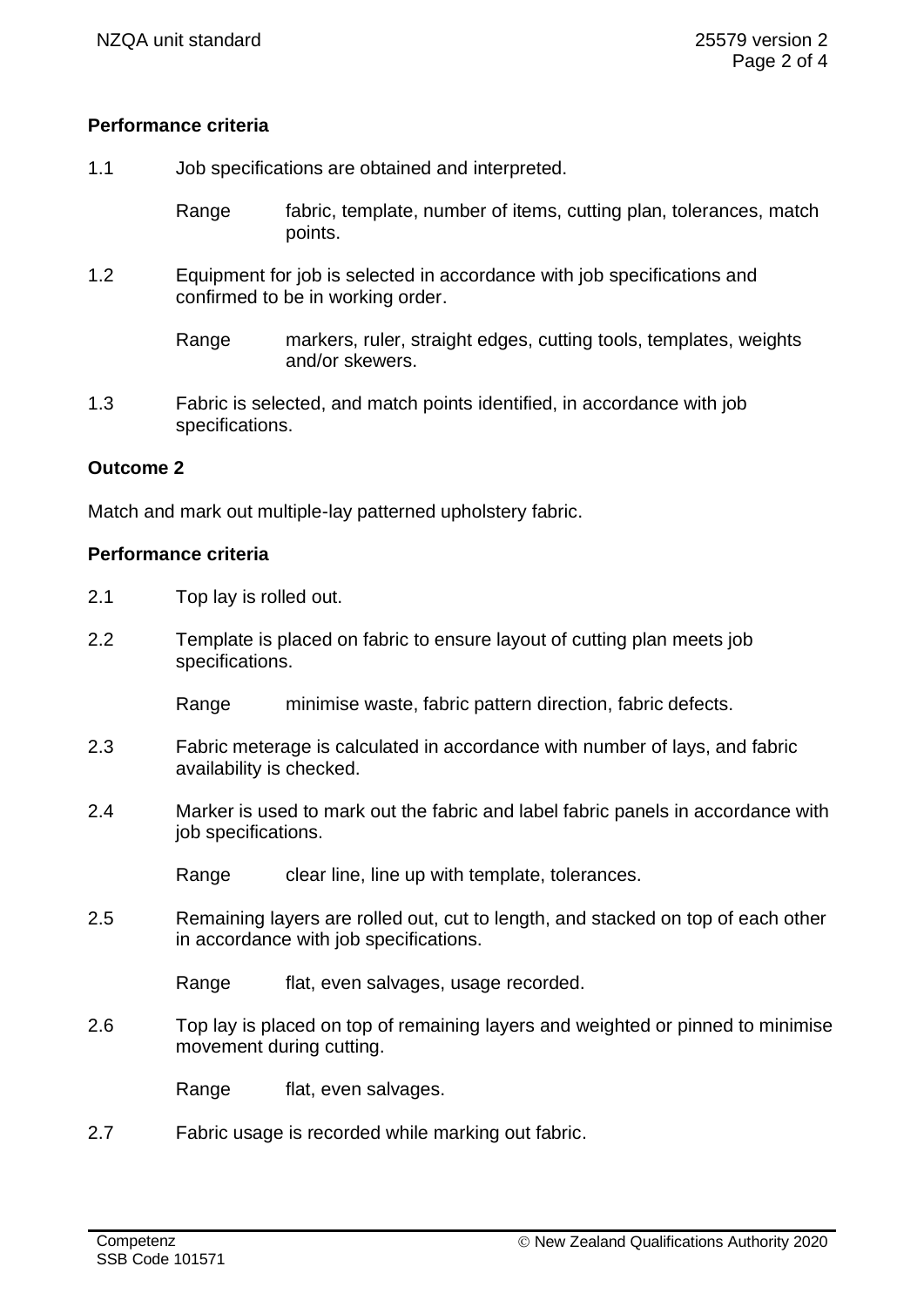**Performance criteria**

1.1 Job specifications are obtained and interpreted.

Range fabric, template, number of items, cutting plan, tolerances, match points.

1.2 Equipment for job is selected in accordance with job specifications and confirmed to be in working order.

Range markers, ruler, straight edges, cutting tools, templates, weights and/or skewers.

1.3 Fabric is selected, and match points identified, in accordance with job specifications.

**Outcome 2**

Match and mark out multiple-lay patterned upholstery fabric.

**Performance criteria**

2.1 Top lay is rolled out.

2.2 Template is placed on fabric to ensure layout of cutting plan meets job specifications.

Range minimise waste, fabric pattern direction, fabric defects.

2.3 Fabric meterage is calculated in accordance with number of lays, and fabric availability is checked.

2.4 Marker is used to mark out the fabric and label fabric panels in accordance with job specifications.

Range clear line, line up with template, tolerances.

2.5 Remaining layers are rolled out, cut to length, and stacked on top of each other in accordance with job specifications.

Range flat, even salvages, usage recorded.

2.6 Top lay is placed on top of remaining layers and weighted or pinned to minimise movement during cutting.

Range flat, even salvages.

2.7 Fabric usage is recorded while marking out fabric.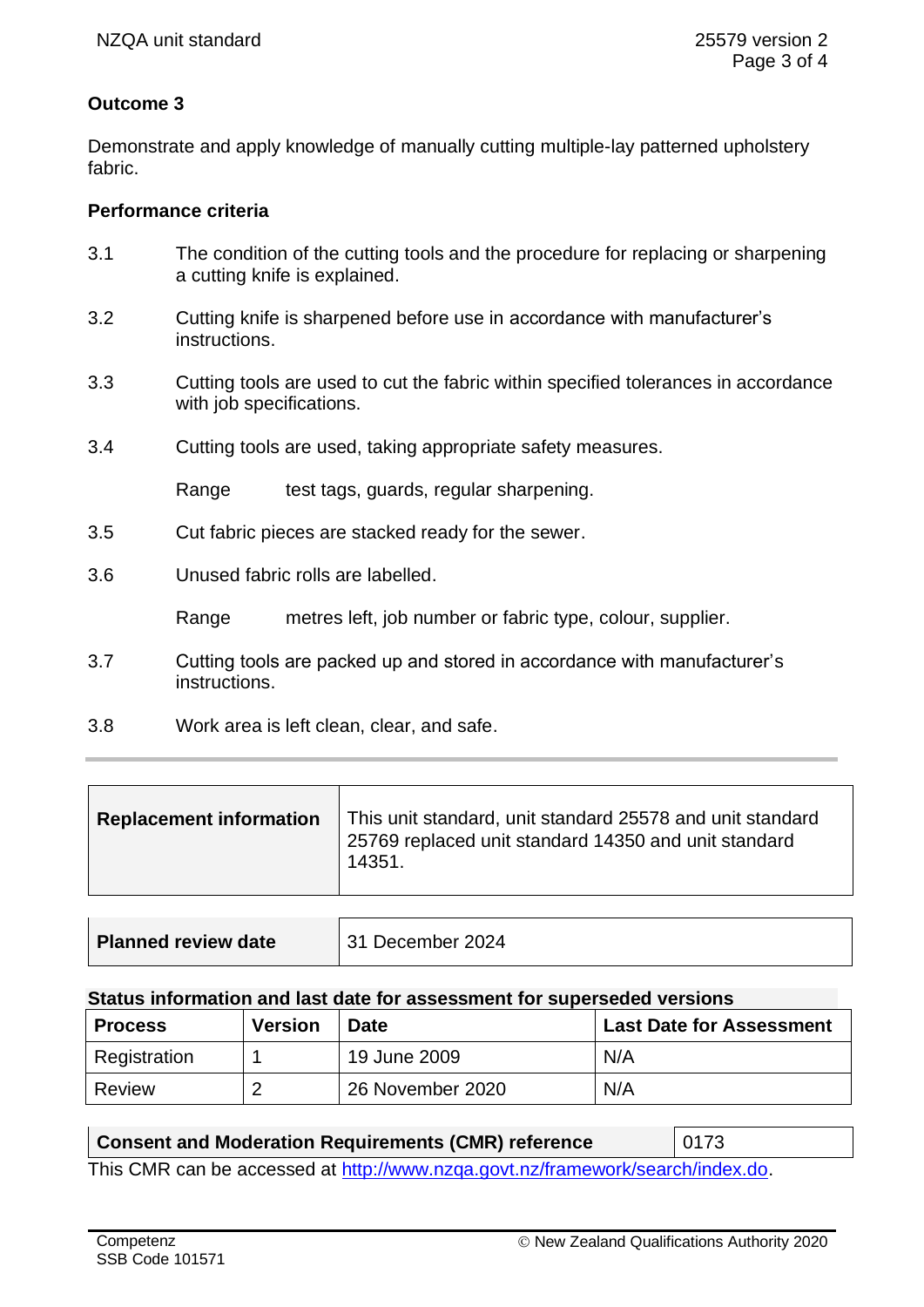**Outcome 3**

Demonstrate and apply knowledge of manually cutting multiple-lay patterned upholstery fabric.

**Performance criteria**

3.1 The condition of the cutting tools and the procedure for replacing or sharpening a cutting knife is explained.

3.2 Cutting knife is sharpened before use in accordance with manufacturer's instructions.

3.3 Cutting tools are used to cut the fabric within specified tolerances in accordance with job specifications.

3.4 Cutting tools are used, taking appropriate safety measures.

Range test tags, guards, regular sharpening.

3.5 Cut fabric pieces are stacked ready for the sewer.

3.6 Unused fabric rolls are labelled.

Range metres left, job number or fabric type, colour, supplier.

3.7 Cutting tools are packed up and stored in accordance with manufacturer's instructions.

3.8 Work area is left clean, clear, and safe.

---

| **Replacement information** | This unit standard, unit standard 25578 and unit standard 25769 replaced unit standard 14350 and unit standard 14351. |
|---|---|

| **Planned review date** | 31 December 2024 |
|---|---|

**Status information and last date for assessment for superseded versions**

| **Process** | **Version** | **Date** | **Last Date for Assessment** |
|---|---|---|---|
| Registration | 1 | 19 June 2009 | N/A |
| Review | 2 | 26 November 2020 | N/A |

| **Consent and Moderation Requirements (CMR) reference** | 0173 |
|---|---|

This CMR can be accessed at http://www.nzqa.govt.nz/framework/search/index.do.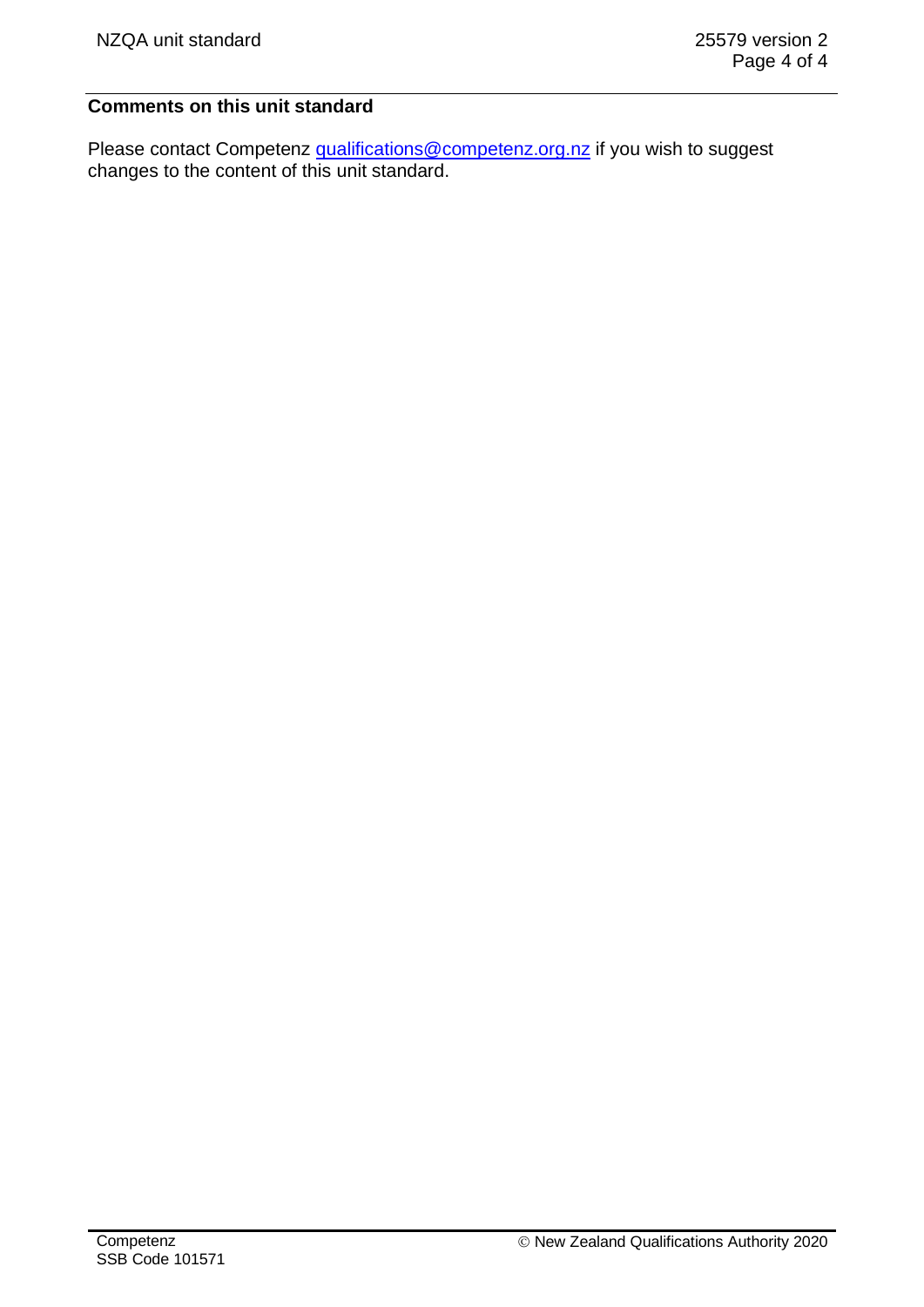**Comments on this unit standard**

Please contact Competenz qualifications@competenz.org.nz if you wish to suggest changes to the content of this unit standard.